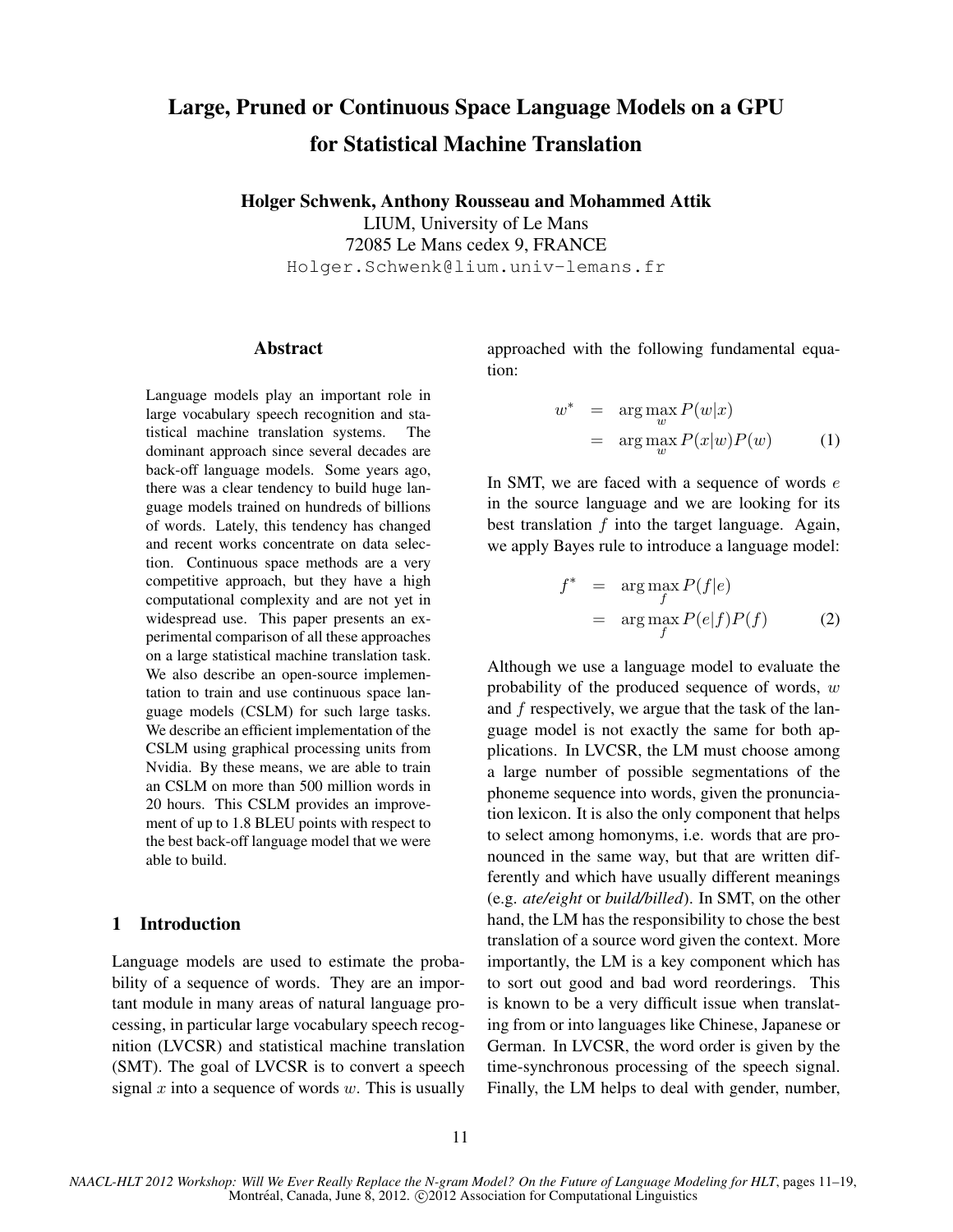# Large, Pruned or Continuous Space Language Models on a GPU for Statistical Machine Translation

**Holger Schwenk, Anthony Rousseau and Mohammed Attik**

LIUM, University of Le Mans
72085 Le Mans cedex 9, FRANCE
Holger.Schwenk@lium.univ-lemans.fr

## Abstract

Language models play an important role in large vocabulary speech recognition and statistical machine translation systems. The dominant approach since several decades are back-off language models. Some years ago, there was a clear tendency to build huge language models trained on hundreds of billions of words. Lately, this tendency has changed and recent works concentrate on data selection. Continuous space methods are a very competitive approach, but they have a high computational complexity and are not yet in widespread use. This paper presents an experimental comparison of all these approaches on a large statistical machine translation task. We also describe an open-source implementation to train and use continuous space language models (CSLM) for such large tasks. We describe an efficient implementation of the CSLM using graphical processing units from Nvidia. By these means, we are able to train an CSLM on more than 500 million words in 20 hours. This CSLM provides an improvement of up to 1.8 BLEU points with respect to the best back-off language model that we were able to build.

## 1 Introduction

Language models are used to estimate the probability of a sequence of words. They are an important module in many areas of natural language processing, in particular large vocabulary speech recognition (LVCSR) and statistical machine translation (SMT). The goal of LVCSR is to convert a speech signal $x$ into a sequence of words $w$. This is usually approached with the following fundamental equation:

$$w^* = \arg\max_w P(w|x) = \arg\max_w P(x|w)P(w) \quad (1)$$

In SMT, we are faced with a sequence of words $e$ in the source language and we are looking for its best translation $f$ into the target language. Again, we apply Bayes rule to introduce a language model:

$$f^* = \arg\max_f P(f|e) = \arg\max_f P(e|f)P(f) \quad (2)$$

Although we use a language model to evaluate the probability of the produced sequence of words, $w$ and $f$ respectively, we argue that the task of the language model is not exactly the same for both applications. In LVCSR, the LM must choose among a large number of possible segmentations of the phoneme sequence into words, given the pronunciation lexicon. It is also the only component that helps to select among homonyms, i.e. words that are pronounced in the same way, but that are written differently and which have usually different meanings (e.g. *ate/eight* or *build/billed*). In SMT, on the other hand, the LM has the responsibility to chose the best translation of a source word given the context. More importantly, the LM is a key component which has to sort out good and bad word reorderings. This is known to be a very difficult issue when translating from or into languages like Chinese, Japanese or German. In LVCSR, the word order is given by the time-synchronous processing of the speech signal. Finally, the LM helps to deal with gender, number,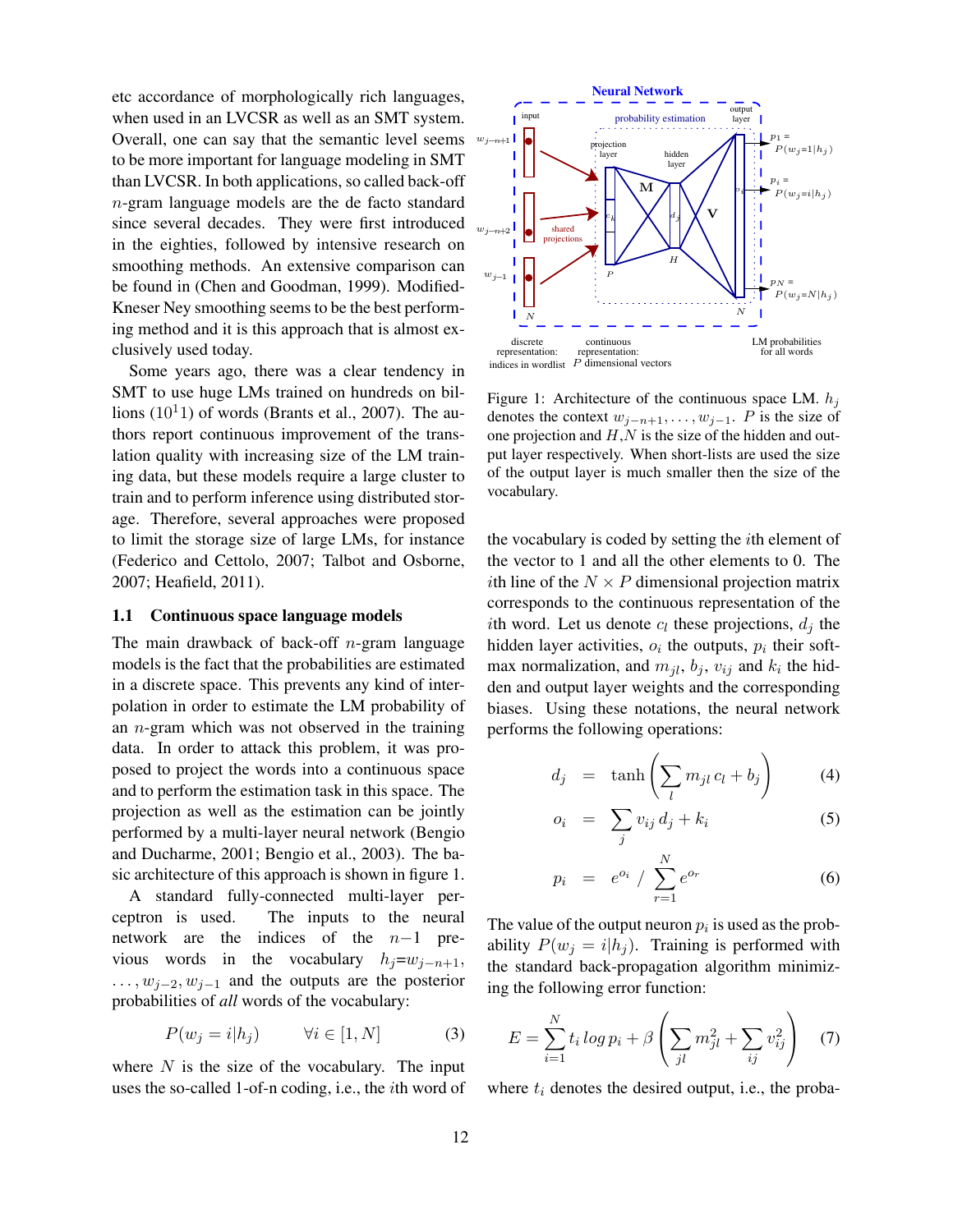etc accordance of morphologically rich languages, when used in an LVCSR as well as an SMT system. Overall, one can say that the semantic level seems to be more important for language modeling in SMT than LVCSR. In both applications, so called back-off $n$-gram language models are the de facto standard since several decades. They were first introduced in the eighties, followed by intensive research on smoothing methods. An extensive comparison can be found in (Chen and Goodman, 1999). Modified-Kneser Ney smoothing seems to be the best performing method and it is this approach that is almost exclusively used today.

Some years ago, there was a clear tendency in SMT to use huge LMs trained on hundreds on billions ($10^11$) of words (Brants et al., 2007). The authors report continuous improvement of the translation quality with increasing size of the LM training data, but these models require a large cluster to train and to perform inference using distributed storage. Therefore, several approaches were proposed to limit the storage size of large LMs, for instance (Federico and Cettolo, 2007; Talbot and Osborne, 2007; Heafield, 2011).

### 1.1 Continuous space language models

The main drawback of back-off $n$-gram language models is the fact that the probabilities are estimated in a discrete space. This prevents any kind of interpolation in order to estimate the LM probability of an $n$-gram which was not observed in the training data. In order to attack this problem, it was proposed to project the words into a continuous space and to perform the estimation task in this space. The projection as well as the estimation can be jointly performed by a multi-layer neural network (Bengio and Ducharme, 2001; Bengio et al., 2003). The basic architecture of this approach is shown in figure 1.

A standard fully-connected multi-layer perceptron is used. The inputs to the neural network are the indices of the $n-1$ previous words in the vocabulary $h_j = w_{j-n+1}, \ldots, w_{j-2}, w_{j-1}$ and the outputs are the posterior probabilities of *all* words of the vocabulary:

$$P(w_j = i | h_j) \qquad \forall i \in [1, N] \tag{3}$$

where $N$ is the size of the vocabulary. The input uses the so-called 1-of-n coding, i.e., the $i$th word of the vocabulary is coded by setting the $i$th element of the vector to 1 and all the other elements to 0. The $i$th line of the $N \times P$ dimensional projection matrix corresponds to the continuous representation of the $i$th word. Let us denote $c_l$ these projections, $d_j$ the hidden layer activities, $o_i$ the outputs, $p_i$ their softmax normalization, and $m_{jl}$, $b_j$, $v_{ij}$ and $k_i$ the hidden and output layer weights and the corresponding biases. Using these notations, the neural network performs the following operations:

$$d_j = \tanh\left(\sum_l m_{jl}\, c_l + b_j\right) \tag{4}$$

$$o_i = \sum_j v_{ij}\, d_j + k_i \tag{5}$$

$$p_i = e^{o_i} \Big/ \sum_{r=1}^{N} e^{o_r} \tag{6}$$

The value of the output neuron $p_i$ is used as the probability $P(w_j = i | h_j)$. Training is performed with the standard back-propagation algorithm minimizing the following error function:

$$E = \sum_{i=1}^{N} t_i \log p_i + \beta \left(\sum_{jl} m_{jl}^2 + \sum_{ij} v_{ij}^2\right) \tag{7}$$

where $t_i$ denotes the desired output, i.e., the proba-

Figure 1: Architecture of the continuous space LM. $h_j$ denotes the context $w_{j-n+1}, \ldots, w_{j-1}$. $P$ is the size of one projection and $H$,$N$ is the size of the hidden and output layer respectively. When short-lists are used the size of the output layer is much smaller then the size of the vocabulary.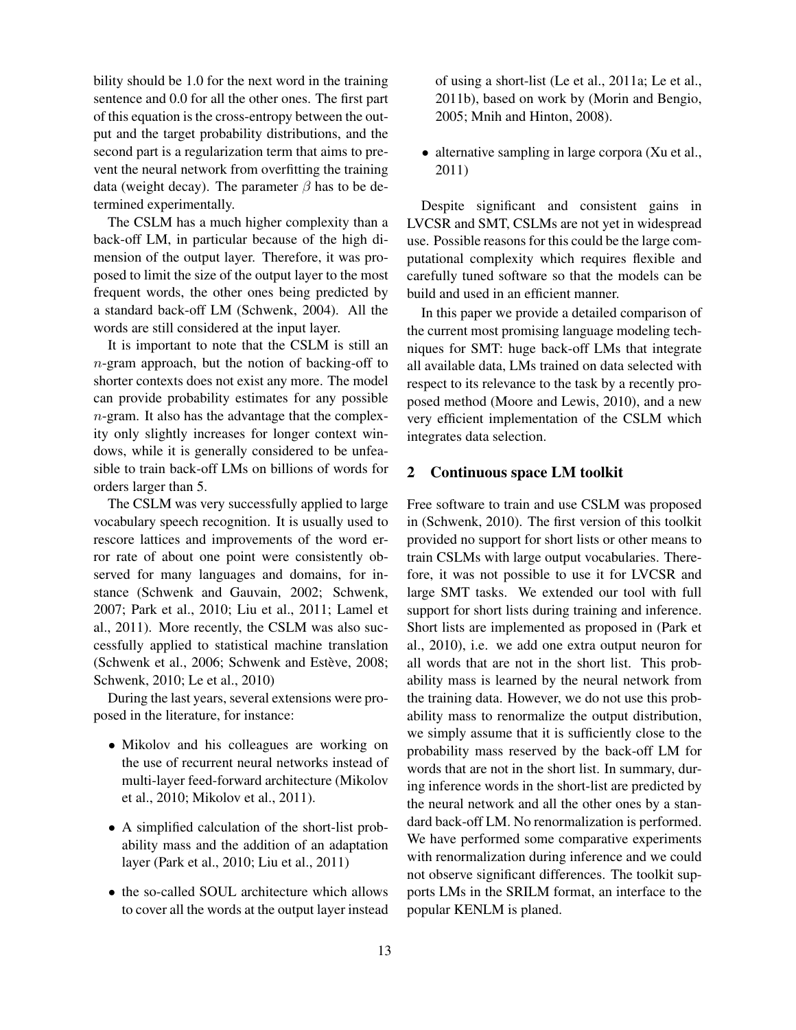bility should be 1.0 for the next word in the training sentence and 0.0 for all the other ones. The first part of this equation is the cross-entropy between the output and the target probability distributions, and the second part is a regularization term that aims to prevent the neural network from overfitting the training data (weight decay). The parameter $\beta$ has to be determined experimentally.

The CSLM has a much higher complexity than a back-off LM, in particular because of the high dimension of the output layer. Therefore, it was proposed to limit the size of the output layer to the most frequent words, the other ones being predicted by a standard back-off LM (Schwenk, 2004). All the words are still considered at the input layer.

It is important to note that the CSLM is still an $n$-gram approach, but the notion of backing-off to shorter contexts does not exist any more. The model can provide probability estimates for any possible $n$-gram. It also has the advantage that the complexity only slightly increases for longer context windows, while it is generally considered to be unfeasible to train back-off LMs on billions of words for orders larger than 5.

The CSLM was very successfully applied to large vocabulary speech recognition. It is usually used to rescore lattices and improvements of the word error rate of about one point were consistently observed for many languages and domains, for instance (Schwenk and Gauvain, 2002; Schwenk, 2007; Park et al., 2010; Liu et al., 2011; Lamel et al., 2011). More recently, the CSLM was also successfully applied to statistical machine translation (Schwenk et al., 2006; Schwenk and Estève, 2008; Schwenk, 2010; Le et al., 2010)

During the last years, several extensions were proposed in the literature, for instance:

- Mikolov and his colleagues are working on the use of recurrent neural networks instead of multi-layer feed-forward architecture (Mikolov et al., 2010; Mikolov et al., 2011).
- A simplified calculation of the short-list probability mass and the addition of an adaptation layer (Park et al., 2010; Liu et al., 2011)
- the so-called SOUL architecture which allows to cover all the words at the output layer instead of using a short-list (Le et al., 2011a; Le et al., 2011b), based on work by (Morin and Bengio, 2005; Mnih and Hinton, 2008).
- alternative sampling in large corpora (Xu et al., 2011)

Despite significant and consistent gains in LVCSR and SMT, CSLMs are not yet in widespread use. Possible reasons for this could be the large computational complexity which requires flexible and carefully tuned software so that the models can be build and used in an efficient manner.

In this paper we provide a detailed comparison of the current most promising language modeling techniques for SMT: huge back-off LMs that integrate all available data, LMs trained on data selected with respect to its relevance to the task by a recently proposed method (Moore and Lewis, 2010), and a new very efficient implementation of the CSLM which integrates data selection.

## 2 Continuous space LM toolkit

Free software to train and use CSLM was proposed in (Schwenk, 2010). The first version of this toolkit provided no support for short lists or other means to train CSLMs with large output vocabularies. Therefore, it was not possible to use it for LVCSR and large SMT tasks. We extended our tool with full support for short lists during training and inference. Short lists are implemented as proposed in (Park et al., 2010), i.e. we add one extra output neuron for all words that are not in the short list. This probability mass is learned by the neural network from the training data. However, we do not use this probability mass to renormalize the output distribution, we simply assume that it is sufficiently close to the probability mass reserved by the back-off LM for words that are not in the short list. In summary, during inference words in the short-list are predicted by the neural network and all the other ones by a standard back-off LM. No renormalization is performed. We have performed some comparative experiments with renormalization during inference and we could not observe significant differences. The toolkit supports LMs in the SRILM format, an interface to the popular KENLM is planed.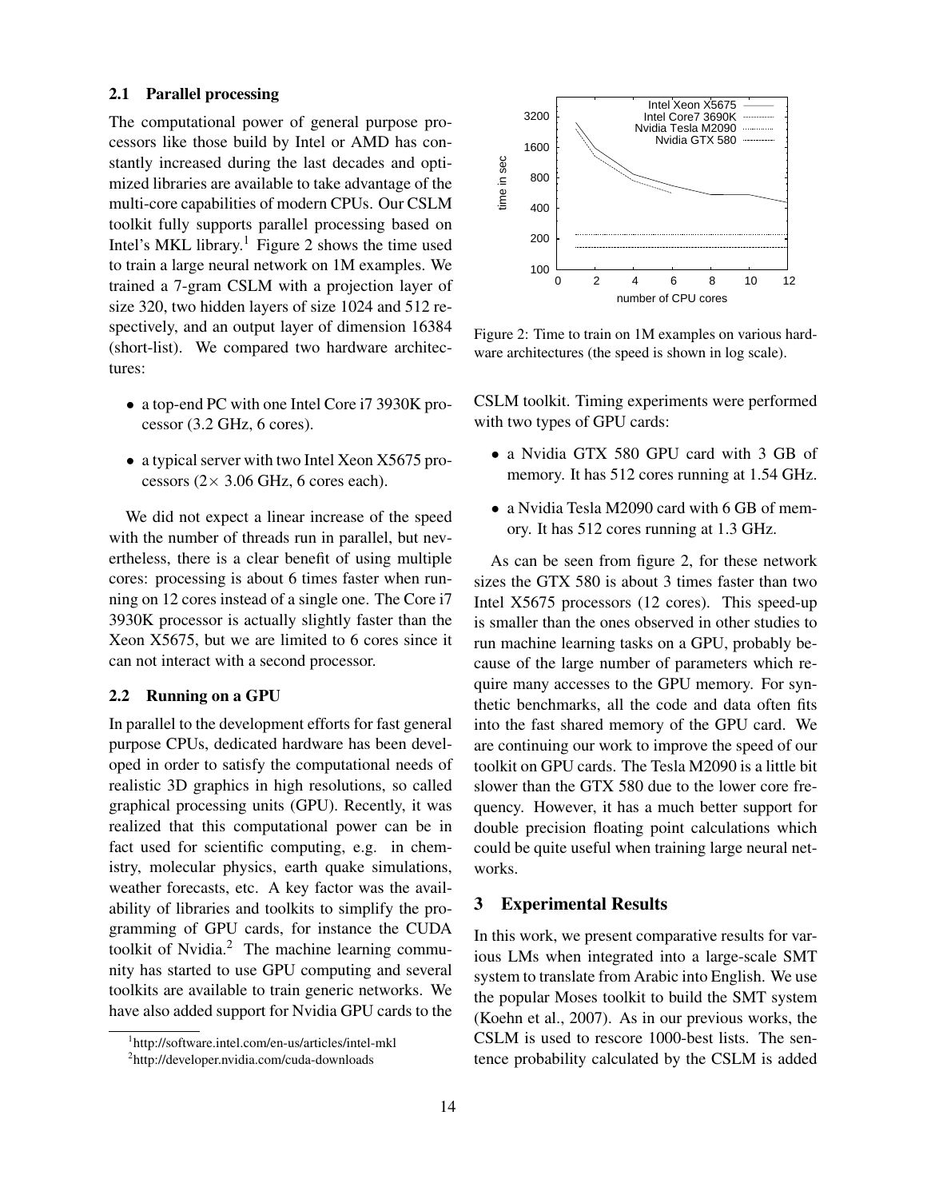### 2.1 Parallel processing

The computational power of general purpose processors like those build by Intel or AMD has constantly increased during the last decades and optimized libraries are available to take advantage of the multi-core capabilities of modern CPUs. Our CSLM toolkit fully supports parallel processing based on Intel's MKL library.[1] Figure 2 shows the time used to train a large neural network on 1M examples. We trained a 7-gram CSLM with a projection layer of size 320, two hidden layers of size 1024 and 512 respectively, and an output layer of dimension 16384 (short-list). We compared two hardware architectures:

- a top-end PC with one Intel Core i7 3930K processor (3.2 GHz, 6 cores).
- a typical server with two Intel Xeon X5675 processors (2× 3.06 GHz, 6 cores each).

We did not expect a linear increase of the speed with the number of threads run in parallel, but nevertheless, there is a clear benefit of using multiple cores: processing is about 6 times faster when running on 12 cores instead of a single one. The Core i7 3930K processor is actually slightly faster than the Xeon X5675, but we are limited to 6 cores since it can not interact with a second processor.

### 2.2 Running on a GPU

In parallel to the development efforts for fast general purpose CPUs, dedicated hardware has been developed in order to satisfy the computational needs of realistic 3D graphics in high resolutions, so called graphical processing units (GPU). Recently, it was realized that this computational power can be in fact used for scientific computing, e.g. in chemistry, molecular physics, earth quake simulations, weather forecasts, etc. A key factor was the availability of libraries and toolkits to simplify the programming of GPU cards, for instance the CUDA toolkit of Nvidia.[2] The machine learning community has started to use GPU computing and several toolkits are available to train generic networks. We have also added support for Nvidia GPU cards to the CSLM toolkit. Timing experiments were performed with two types of GPU cards:

- a Nvidia GTX 580 GPU card with 3 GB of memory. It has 512 cores running at 1.54 GHz.
- a Nvidia Tesla M2090 card with 6 GB of memory. It has 512 cores running at 1.3 GHz.

Figure 2: Time to train on 1M examples on various hardware architectures (the speed is shown in log scale).

As can be seen from figure 2, for these network sizes the GTX 580 is about 3 times faster than two Intel X5675 processors (12 cores). This speed-up is smaller than the ones observed in other studies to run machine learning tasks on a GPU, probably because of the large number of parameters which require many accesses to the GPU memory. For synthetic benchmarks, all the code and data often fits into the fast shared memory of the GPU card. We are continuing our work to improve the speed of our toolkit on GPU cards. The Tesla M2090 is a little bit slower than the GTX 580 due to the lower core frequency. However, it has a much better support for double precision floating point calculations which could be quite useful when training large neural networks.

## 3 Experimental Results

In this work, we present comparative results for various LMs when integrated into a large-scale SMT system to translate from Arabic into English. We use the popular Moses toolkit to build the SMT system (Koehn et al., 2007). As in our previous works, the CSLM is used to rescore 1000-best lists. The sentence probability calculated by the CSLM is added

[1] http://software.intel.com/en-us/articles/intel-mkl

[2] http://developer.nvidia.com/cuda-downloads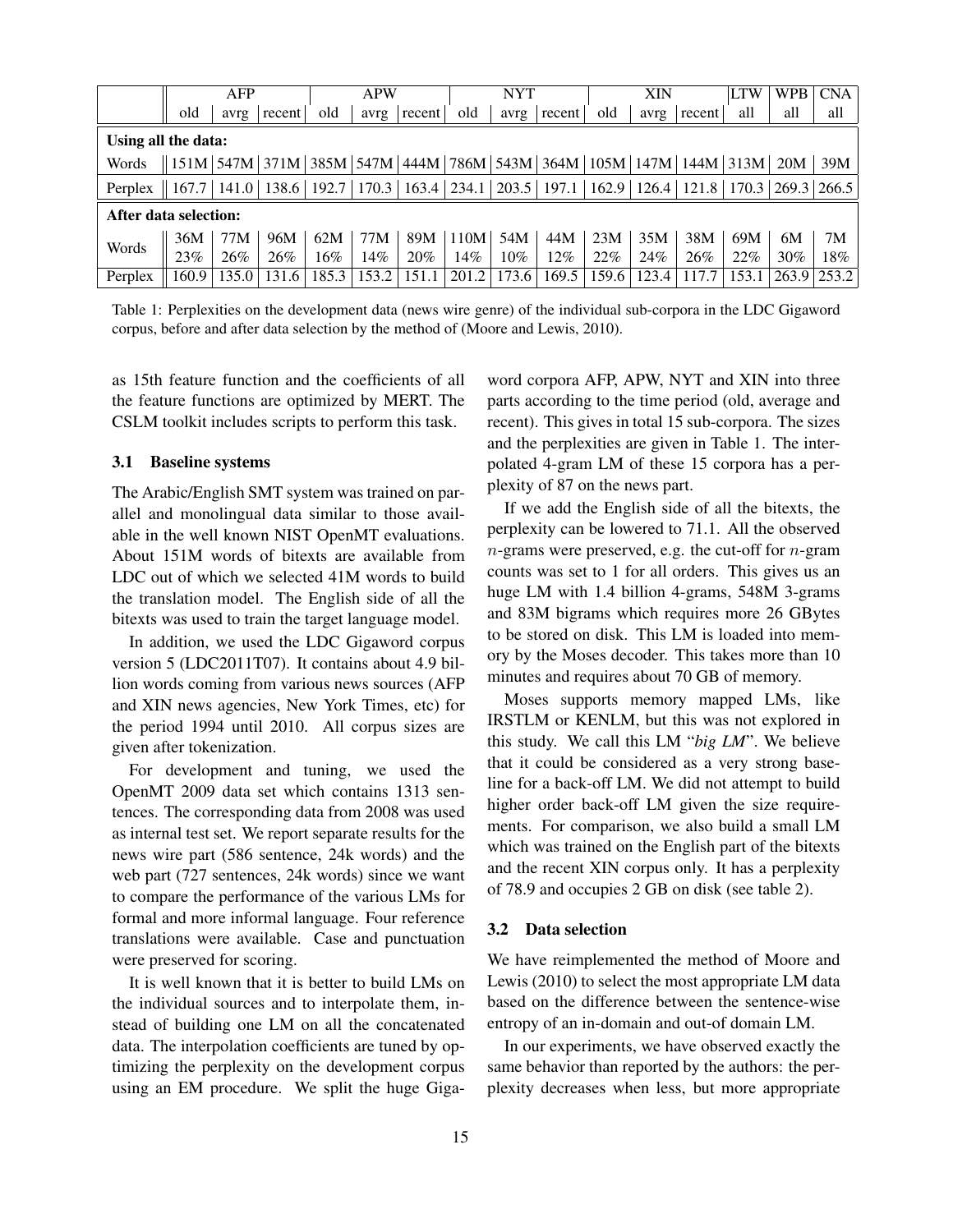| | AFP | | | APW | | | NYT | | | XIN | | | LTW | WPB | CNA |
|---|---|---|---|---|---|---|---|---|---|---|---|---|---|---|---|
| | old | avrg | recent | old | avrg | recent | old | avrg | recent | old | avrg | recent | all | all | all |
| **Using all the data:** | | | | | | | | | | | | | | | |
| Words | 151M | 547M | 371M | 385M | 547M | 444M | 786M | 543M | 364M | 105M | 147M | 144M | 313M | 20M | 39M |
| Perplex | 167.7 | 141.0 | 138.6 | 192.7 | 170.3 | 163.4 | 234.1 | 203.5 | 197.1 | 162.9 | 126.4 | 121.8 | 170.3 | 269.3 | 266.5 |
| **After data selection:** | | | | | | | | | | | | | | | |
| Words | 36M | 77M | 96M | 62M | 77M | 89M | 110M | 54M | 44M | 23M | 35M | 38M | 69M | 6M | 7M |
| | 23% | 26% | 26% | 16% | 14% | 20% | 14% | 10% | 12% | 22% | 24% | 26% | 22% | 30% | 18% |
| Perplex | 160.9 | 135.0 | 131.6 | 185.3 | 153.2 | 151.1 | 201.2 | 173.6 | 169.5 | 159.6 | 123.4 | 117.7 | 153.1 | 263.9 | 253.2 |

Table 1: Perplexities on the development data (news wire genre) of the individual sub-corpora in the LDC Gigaword corpus, before and after data selection by the method of (Moore and Lewis, 2010).

as 15th feature function and the coefficients of all the feature functions are optimized by MERT. The CSLM toolkit includes scripts to perform this task.

### 3.1 Baseline systems

The Arabic/English SMT system was trained on parallel and monolingual data similar to those available in the well known NIST OpenMT evaluations. About 151M words of bitexts are available from LDC out of which we selected 41M words to build the translation model. The English side of all the bitexts was used to train the target language model.

In addition, we used the LDC Gigaword corpus version 5 (LDC2011T07). It contains about 4.9 billion words coming from various news sources (AFP and XIN news agencies, New York Times, etc) for the period 1994 until 2010. All corpus sizes are given after tokenization.

For development and tuning, we used the OpenMT 2009 data set which contains 1313 sentences. The corresponding data from 2008 was used as internal test set. We report separate results for the news wire part (586 sentence, 24k words) and the web part (727 sentences, 24k words) since we want to compare the performance of the various LMs for formal and more informal language. Four reference translations were available. Case and punctuation were preserved for scoring.

It is well known that it is better to build LMs on the individual sources and to interpolate them, instead of building one LM on all the concatenated data. The interpolation coefficients are tuned by optimizing the perplexity on the development corpus using an EM procedure. We split the huge Gigaword corpora AFP, APW, NYT and XIN into three parts according to the time period (old, average and recent). This gives in total 15 sub-corpora. The sizes and the perplexities are given in Table 1. The interpolated 4-gram LM of these 15 corpora has a perplexity of 87 on the news part.

If we add the English side of all the bitexts, the perplexity can be lowered to 71.1. All the observed $n$-grams were preserved, e.g. the cut-off for $n$-gram counts was set to 1 for all orders. This gives us an huge LM with 1.4 billion 4-grams, 548M 3-grams and 83M bigrams which requires more 26 GBytes to be stored on disk. This LM is loaded into memory by the Moses decoder. This takes more than 10 minutes and requires about 70 GB of memory.

Moses supports memory mapped LMs, like IRSTLM or KENLM, but this was not explored in this study. We call this LM "*big LM*". We believe that it could be considered as a very strong baseline for a back-off LM. We did not attempt to build higher order back-off LM given the size requirements. For comparison, we also build a small LM which was trained on the English part of the bitexts and the recent XIN corpus only. It has a perplexity of 78.9 and occupies 2 GB on disk (see table 2).

### 3.2 Data selection

We have reimplemented the method of Moore and Lewis (2010) to select the most appropriate LM data based on the difference between the sentence-wise entropy of an in-domain and out-of domain LM.

In our experiments, we have observed exactly the same behavior than reported by the authors: the perplexity decreases when less, but more appropriate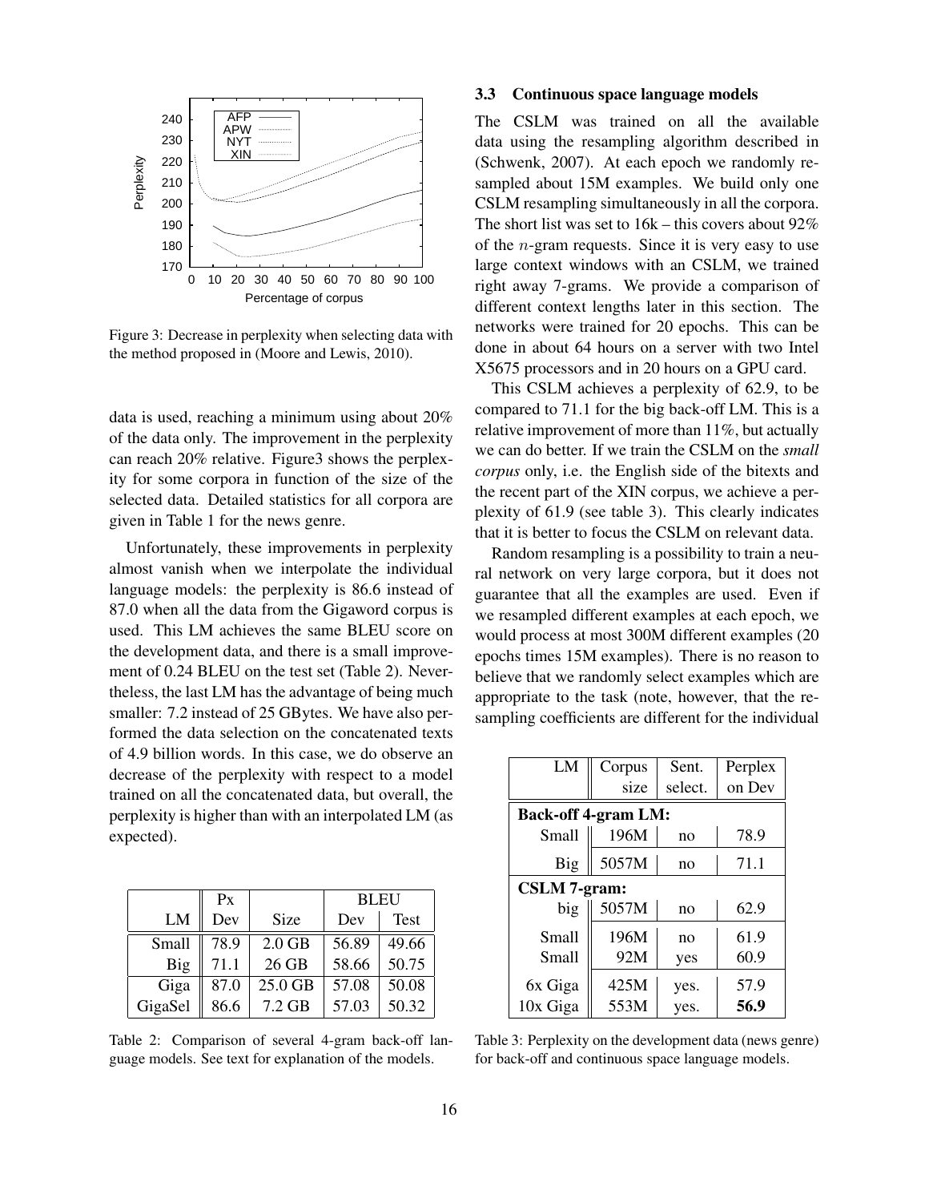Figure 3: Decrease in perplexity when selecting data with the method proposed in (Moore and Lewis, 2010).

data is used, reaching a minimum using about 20% of the data only. The improvement in the perplexity can reach 20% relative. Figure3 shows the perplexity for some corpora in function of the size of the selected data. Detailed statistics for all corpora are given in Table 1 for the news genre.

Unfortunately, these improvements in perplexity almost vanish when we interpolate the individual language models: the perplexity is 86.6 instead of 87.0 when all the data from the Gigaword corpus is used. This LM achieves the same BLEU score on the development data, and there is a small improvement of 0.24 BLEU on the test set (Table 2). Nevertheless, the last LM has the advantage of being much smaller: 7.2 instead of 25 GBytes. We have also performed the data selection on the concatenated texts of 4.9 billion words. In this case, we do observe an decrease of the perplexity with respect to a model trained on all the concatenated data, but overall, the perplexity is higher than with an interpolated LM (as expected).

| | Px | | BLEU | |
|---|---|---|---|---|
| LM | Dev | Size | Dev | Test |
| Small | 78.9 | 2.0 GB | 56.89 | 49.66 |
| Big | 71.1 | 26 GB | 58.66 | 50.75 |
| Giga | 87.0 | 25.0 GB | 57.08 | 50.08 |
| GigaSel | 86.6 | 7.2 GB | 57.03 | 50.32 |

Table 2: Comparison of several 4-gram back-off language models. See text for explanation of the models.

### 3.3 Continuous space language models

The CSLM was trained on all the available data using the resampling algorithm described in (Schwenk, 2007). At each epoch we randomly resampled about 15M examples. We build only one CSLM resampling simultaneously in all the corpora. The short list was set to 16k – this covers about 92% of the $n$-gram requests. Since it is very easy to use large context windows with an CSLM, we trained right away 7-grams. We provide a comparison of different context lengths later in this section. The networks were trained for 20 epochs. This can be done in about 64 hours on a server with two Intel X5675 processors and in 20 hours on a GPU card.

This CSLM achieves a perplexity of 62.9, to be compared to 71.1 for the big back-off LM. This is a relative improvement of more than 11%, but actually we can do better. If we train the CSLM on the *small corpus* only, i.e. the English side of the bitexts and the recent part of the XIN corpus, we achieve a perplexity of 61.9 (see table 3). This clearly indicates that it is better to focus the CSLM on relevant data.

Random resampling is a possibility to train a neural network on very large corpora, but it does not guarantee that all the examples are used. Even if we resampled different examples at each epoch, we would process at most 300M different examples (20 epochs times 15M examples). There is no reason to believe that we randomly select examples which are appropriate to the task (note, however, that the resampling coefficients are different for the individual

| LM | Corpus size | Sent. select. | Perplex on Dev |
|---|---|---|---|
| **Back-off 4-gram LM:** | | | |
| Small | 196M | no | 78.9 |
| Big | 5057M | no | 71.1 |
| **CSLM 7-gram:** | | | |
| big | 5057M | no | 62.9 |
| Small | 196M | no | 61.9 |
| Small | 92M | yes | 60.9 |
| 6x Giga | 425M | yes. | 57.9 |
| 10x Giga | 553M | yes. | **56.9** |

Table 3: Perplexity on the development data (news genre) for back-off and continuous space language models.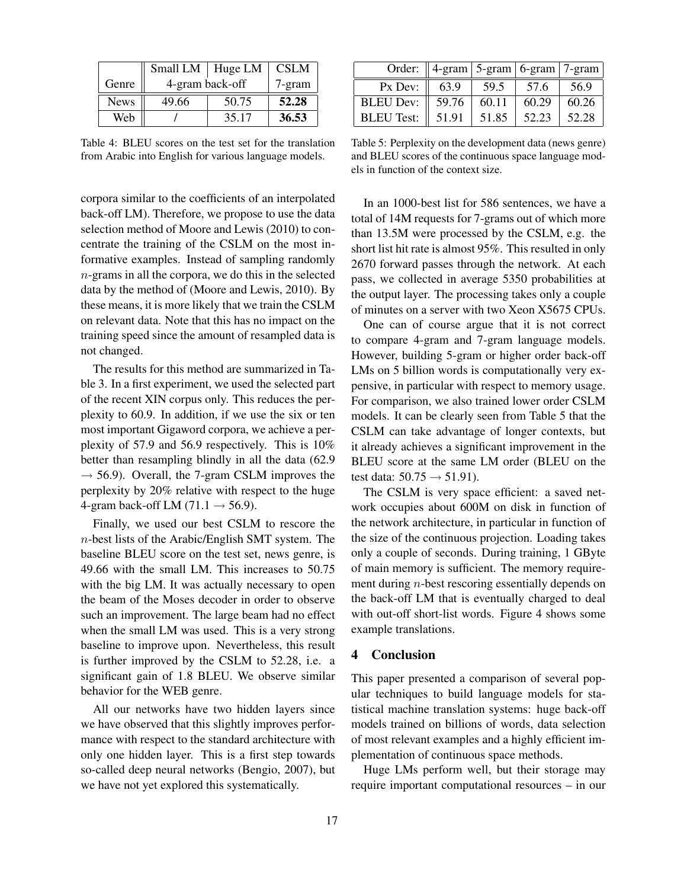| | Small LM | Huge LM | CSLM |
|---|---|---|---|
| Genre | 4-gram back-off | | 7-gram |
| News | 49.66 | 50.75 | **52.28** |
| Web | / | 35.17 | **36.53** |

Table 4: BLEU scores on the test set for the translation from Arabic into English for various language models.

| Order: | 4-gram | 5-gram | 6-gram | 7-gram |
|---|---|---|---|---|
| Px Dev: | 63.9 | 59.5 | 57.6 | 56.9 |
| BLEU Dev: | 59.76 | 60.11 | 60.29 | 60.26 |
| BLEU Test: | 51.91 | 51.85 | 52.23 | 52.28 |

Table 5: Perplexity on the development data (news genre) and BLEU scores of the continuous space language models in function of the context size.

corpora similar to the coefficients of an interpolated back-off LM). Therefore, we propose to use the data selection method of Moore and Lewis (2010) to concentrate the training of the CSLM on the most informative examples. Instead of sampling randomly $n$-grams in all the corpora, we do this in the selected data by the method of (Moore and Lewis, 2010). By these means, it is more likely that we train the CSLM on relevant data. Note that this has no impact on the training speed since the amount of resampled data is not changed.

The results for this method are summarized in Table 3. In a first experiment, we used the selected part of the recent XIN corpus only. This reduces the perplexity to 60.9. In addition, if we use the six or ten most important Gigaword corpora, we achieve a perplexity of 57.9 and 56.9 respectively. This is 10% better than resampling blindly in all the data (62.9 $\rightarrow$ 56.9). Overall, the 7-gram CSLM improves the perplexity by 20% relative with respect to the huge 4-gram back-off LM (71.1 $\rightarrow$ 56.9).

Finally, we used our best CSLM to rescore the $n$-best lists of the Arabic/English SMT system. The baseline BLEU score on the test set, news genre, is 49.66 with the small LM. This increases to 50.75 with the big LM. It was actually necessary to open the beam of the Moses decoder in order to observe such an improvement. The large beam had no effect when the small LM was used. This is a very strong baseline to improve upon. Nevertheless, this result is further improved by the CSLM to 52.28, i.e. a significant gain of 1.8 BLEU. We observe similar behavior for the WEB genre.

All our networks have two hidden layers since we have observed that this slightly improves performance with respect to the standard architecture with only one hidden layer. This is a first step towards so-called deep neural networks (Bengio, 2007), but we have not yet explored this systematically.

In an 1000-best list for 586 sentences, we have a total of 14M requests for 7-grams out of which more than 13.5M were processed by the CSLM, e.g. the short list hit rate is almost 95%. This resulted in only 2670 forward passes through the network. At each pass, we collected in average 5350 probabilities at the output layer. The processing takes only a couple of minutes on a server with two Xeon X5675 CPUs.

One can of course argue that it is not correct to compare 4-gram and 7-gram language models. However, building 5-gram or higher order back-off LMs on 5 billion words is computationally very expensive, in particular with respect to memory usage. For comparison, we also trained lower order CSLM models. It can be clearly seen from Table 5 that the CSLM can take advantage of longer contexts, but it already achieves a significant improvement in the BLEU score at the same LM order (BLEU on the test data: 50.75 $\rightarrow$ 51.91).

The CSLM is very space efficient: a saved network occupies about 600M on disk in function of the network architecture, in particular in function of the size of the continuous projection. Loading takes only a couple of seconds. During training, 1 GByte of main memory is sufficient. The memory requirement during $n$-best rescoring essentially depends on the back-off LM that is eventually charged to deal with out-off short-list words. Figure 4 shows some example translations.

## 4 Conclusion

This paper presented a comparison of several popular techniques to build language models for statistical machine translation systems: huge back-off models trained on billions of words, data selection of most relevant examples and a highly efficient implementation of continuous space methods.

Huge LMs perform well, but their storage may require important computational resources – in our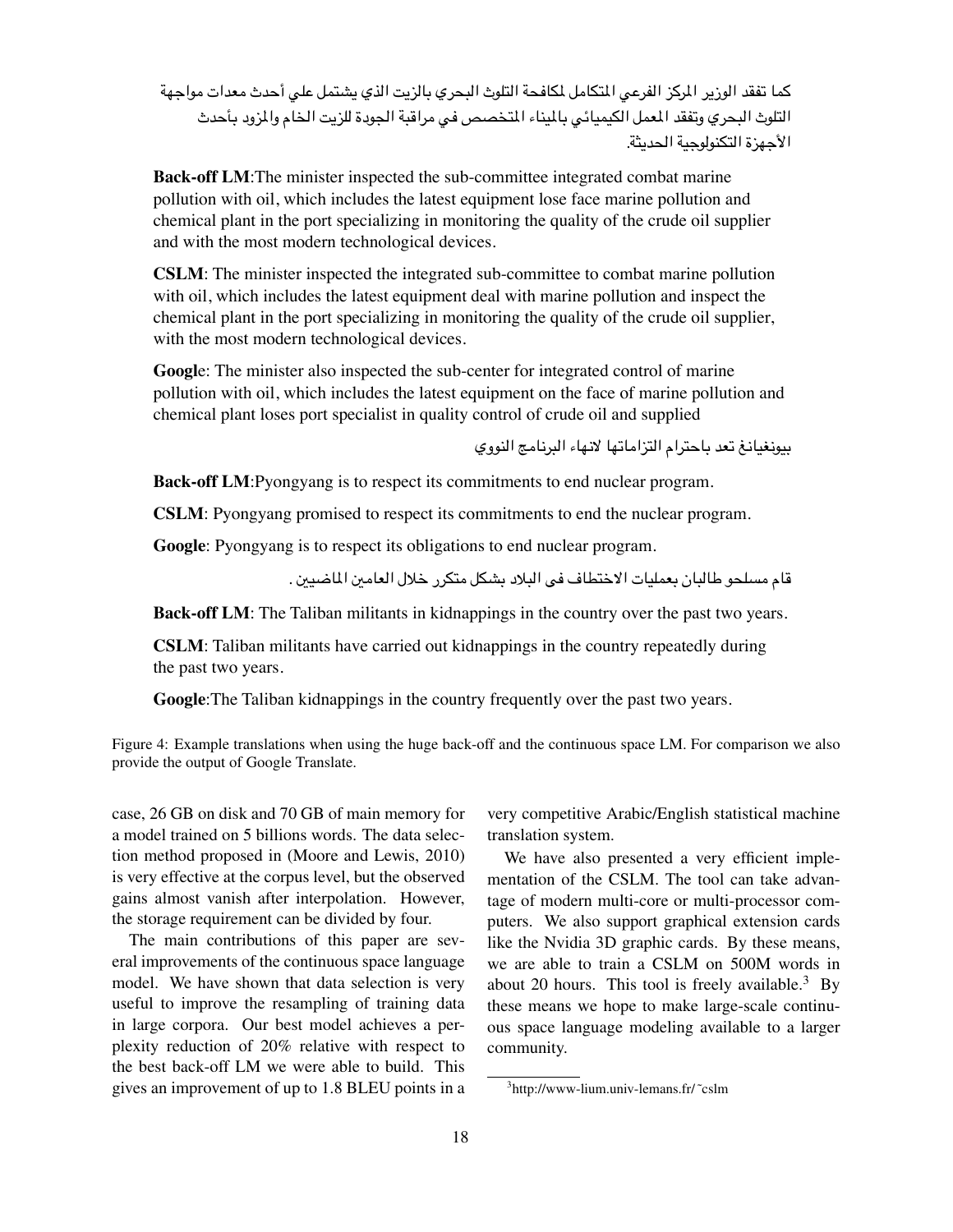كما تفقد الوزير المركز الفرعي المتكامل لمكافحة التلوث البحري بالزيت الذي يشتمل علي أحدث معدات مواجهة التلوث البحري وتفقد المعمل الكيميائي بالميناء المتخصص في مراقبة الجودة للزيت الخام والمزود بأحدث الأجهزة التكنولوجية الحديثة.

**Back-off LM**:The minister inspected the sub-committee integrated combat marine pollution with oil, which includes the latest equipment lose face marine pollution and chemical plant in the port specializing in monitoring the quality of the crude oil supplier and with the most modern technological devices.

**CSLM**: The minister inspected the integrated sub-committee to combat marine pollution with oil, which includes the latest equipment deal with marine pollution and inspect the chemical plant in the port specializing in monitoring the quality of the crude oil supplier, with the most modern technological devices.

**Google**: The minister also inspected the sub-center for integrated control of marine pollution with oil, which includes the latest equipment on the face of marine pollution and chemical plant loses port specialist in quality control of crude oil and supplied

بيونغيانغ تعد باحترام التزاماتها لانهاء البرنامج النووي

**Back-off LM**:Pyongyang is to respect its commitments to end nuclear program.

**CSLM**: Pyongyang promised to respect its commitments to end the nuclear program.

**Google**: Pyongyang is to respect its obligations to end nuclear program.

قام مسلحو طالبان بعمليات الاختطاف فى البلاد بشكل متكرر خلال العامين الماضيين .

**Back-off LM**: The Taliban militants in kidnappings in the country over the past two years.

**CSLM**: Taliban militants have carried out kidnappings in the country repeatedly during the past two years.

**Google**:The Taliban kidnappings in the country frequently over the past two years.

Figure 4: Example translations when using the huge back-off and the continuous space LM. For comparison we also provide the output of Google Translate.

case, 26 GB on disk and 70 GB of main memory for a model trained on 5 billions words. The data selection method proposed in (Moore and Lewis, 2010) is very effective at the corpus level, but the observed gains almost vanish after interpolation. However, the storage requirement can be divided by four.

The main contributions of this paper are several improvements of the continuous space language model. We have shown that data selection is very useful to improve the resampling of training data in large corpora. Our best model achieves a perplexity reduction of 20% relative with respect to the best back-off LM we were able to build. This gives an improvement of up to 1.8 BLEU points in a very competitive Arabic/English statistical machine translation system.

We have also presented a very efficient implementation of the CSLM. The tool can take advantage of modern multi-core or multi-processor computers. We also support graphical extension cards like the Nvidia 3D graphic cards. By these means, we are able to train a CSLM on 500M words in about 20 hours. This tool is freely available.[3] By these means we hope to make large-scale continuous space language modeling available to a larger community.

[3]http://www-lium.univ-lemans.fr/˜cslm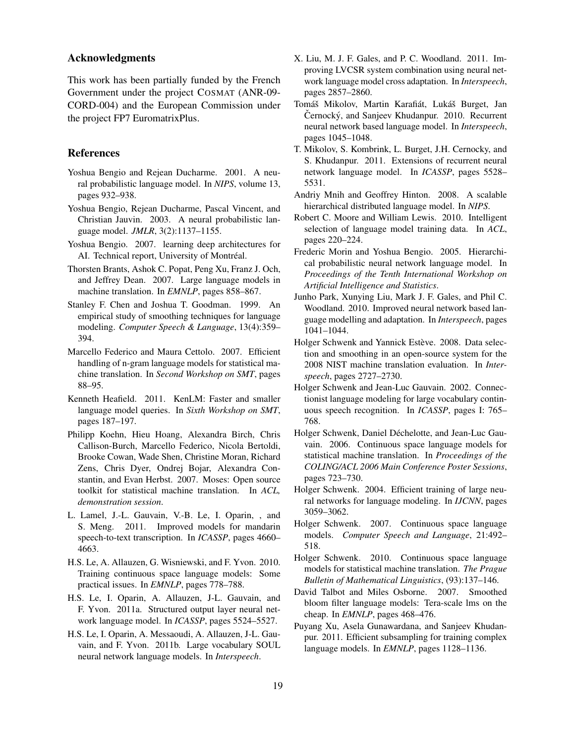## Acknowledgments

This work has been partially funded by the French Government under the project COSMAT (ANR-09-CORD-004) and the European Commission under the project FP7 EuromatrixPlus.

## References

Yoshua Bengio and Rejean Ducharme. 2001. A neural probabilistic language model. In *NIPS*, volume 13, pages 932–938.

Yoshua Bengio, Rejean Ducharme, Pascal Vincent, and Christian Jauvin. 2003. A neural probabilistic language model. *JMLR*, 3(2):1137–1155.

Yoshua Bengio. 2007. learning deep architectures for AI. Technical report, University of Montréal.

Thorsten Brants, Ashok C. Popat, Peng Xu, Franz J. Och, and Jeffrey Dean. 2007. Large language models in machine translation. In *EMNLP*, pages 858–867.

Stanley F. Chen and Joshua T. Goodman. 1999. An empirical study of smoothing techniques for language modeling. *Computer Speech & Language*, 13(4):359–394.

Marcello Federico and Maura Cettolo. 2007. Efficient handling of n-gram language models for statistical machine translation. In *Second Workshop on SMT*, pages 88–95.

Kenneth Heafield. 2011. KenLM: Faster and smaller language model queries. In *Sixth Workshop on SMT*, pages 187–197.

Philipp Koehn, Hieu Hoang, Alexandra Birch, Chris Callison-Burch, Marcello Federico, Nicola Bertoldi, Brooke Cowan, Wade Shen, Christine Moran, Richard Zens, Chris Dyer, Ondrej Bojar, Alexandra Constantin, and Evan Herbst. 2007. Moses: Open source toolkit for statistical machine translation. In *ACL, demonstration session*.

L. Lamel, J.-L. Gauvain, V.-B. Le, I. Oparin, , and S. Meng. 2011. Improved models for mandarin speech-to-text transcription. In *ICASSP*, pages 4660–4663.

H.S. Le, A. Allauzen, G. Wisniewski, and F. Yvon. 2010. Training continuous space language models: Some practical issues. In *EMNLP*, pages 778–788.

H.S. Le, I. Oparin, A. Allauzen, J-L. Gauvain, and F. Yvon. 2011a. Structured output layer neural network language model. In *ICASSP*, pages 5524–5527.

H.S. Le, I. Oparin, A. Messaoudi, A. Allauzen, J-L. Gauvain, and F. Yvon. 2011b. Large vocabulary SOUL neural network language models. In *Interspeech*.

X. Liu, M. J. F. Gales, and P. C. Woodland. 2011. Improving LVCSR system combination using neural network language model cross adaptation. In *Interspeech*, pages 2857–2860.

Tomáš Mikolov, Martin Karafiát, Lukáš Burget, Jan Černocký, and Sanjeev Khudanpur. 2010. Recurrent neural network based language model. In *Interspeech*, pages 1045–1048.

T. Mikolov, S. Kombrink, L. Burget, J.H. Cernocky, and S. Khudanpur. 2011. Extensions of recurrent neural network language model. In *ICASSP*, pages 5528–5531.

Andriy Mnih and Geoffrey Hinton. 2008. A scalable hierarchical distributed language model. In *NIPS*.

Robert C. Moore and William Lewis. 2010. Intelligent selection of language model training data. In *ACL*, pages 220–224.

Frederic Morin and Yoshua Bengio. 2005. Hierarchical probabilistic neural network language model. In *Proceedings of the Tenth International Workshop on Artificial Intelligence and Statistics*.

Junho Park, Xunying Liu, Mark J. F. Gales, and Phil C. Woodland. 2010. Improved neural network based language modelling and adaptation. In *Interspeech*, pages 1041–1044.

Holger Schwenk and Yannick Estève. 2008. Data selection and smoothing in an open-source system for the 2008 NIST machine translation evaluation. In *Interspeech*, pages 2727–2730.

Holger Schwenk and Jean-Luc Gauvain. 2002. Connectionist language modeling for large vocabulary continuous speech recognition. In *ICASSP*, pages I: 765–768.

Holger Schwenk, Daniel Déchelotte, and Jean-Luc Gauvain. 2006. Continuous space language models for statistical machine translation. In *Proceedings of the COLING/ACL 2006 Main Conference Poster Sessions*, pages 723–730.

Holger Schwenk. 2004. Efficient training of large neural networks for language modeling. In *IJCNN*, pages 3059–3062.

Holger Schwenk. 2007. Continuous space language models. *Computer Speech and Language*, 21:492–518.

Holger Schwenk. 2010. Continuous space language models for statistical machine translation. *The Prague Bulletin of Mathematical Linguistics*, (93):137–146.

David Talbot and Miles Osborne. 2007. Smoothed bloom filter language models: Tera-scale lms on the cheap. In *EMNLP*, pages 468–476.

Puyang Xu, Asela Gunawardana, and Sanjeev Khudanpur. 2011. Efficient subsampling for training complex language models. In *EMNLP*, pages 1128–1136.